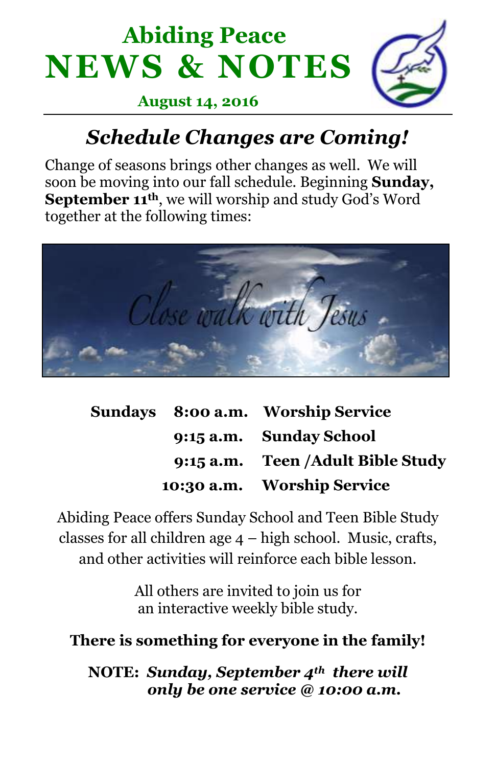# Abiding Peace
# NEWS & NOTES

**August 14, 2016**

## *Schedule Changes are Coming!*

Change of seasons brings other changes as well. We will soon be moving into our fall schedule. Beginning **Sunday, September 11th**, we will worship and study God's Word together at the following times:

| | | |
|---|---|---|
| **Sundays** | **8:00 a.m.** | **Worship Service** |
| | **9:15 a.m.** | **Sunday School** |
| | **9:15 a.m.** | **Teen /Adult Bible Study** |
| | **10:30 a.m.** | **Worship Service** |

Abiding Peace offers Sunday School and Teen Bible Study classes for all children age 4 – high school. Music, crafts, and other activities will reinforce each bible lesson.

All others are invited to join us for an interactive weekly bible study.

**There is something for everyone in the family!**

**NOTE:** ***Sunday, September 4th there will only be one service @ 10:00 a.m.***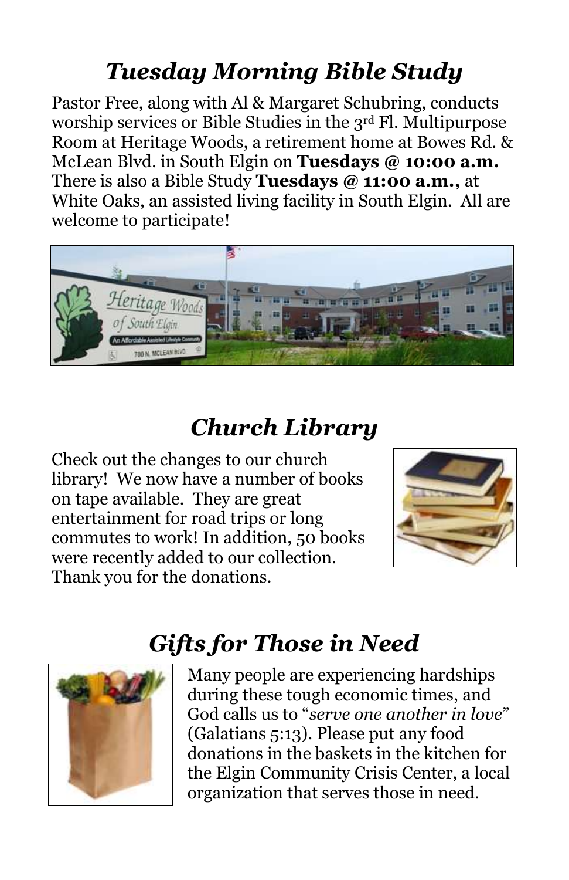## *Tuesday Morning Bible Study*

Pastor Free, along with Al & Margaret Schubring, conducts worship services or Bible Studies in the 3rd Fl. Multipurpose Room at Heritage Woods, a retirement home at Bowes Rd. & McLean Blvd. in South Elgin on **Tuesdays @ 10:00 a.m.** There is also a Bible Study **Tuesdays @ 11:00 a.m.,** at White Oaks, an assisted living facility in South Elgin. All are welcome to participate!

## *Church Library*

Check out the changes to our church library! We now have a number of books on tape available. They are great entertainment for road trips or long commutes to work! In addition, 50 books were recently added to our collection. Thank you for the donations.

## *Gifts for Those in Need*

Many people are experiencing hardships during these tough economic times, and God calls us to "*serve one another in love*" (Galatians 5:13). Please put any food donations in the baskets in the kitchen for the Elgin Community Crisis Center, a local organization that serves those in need.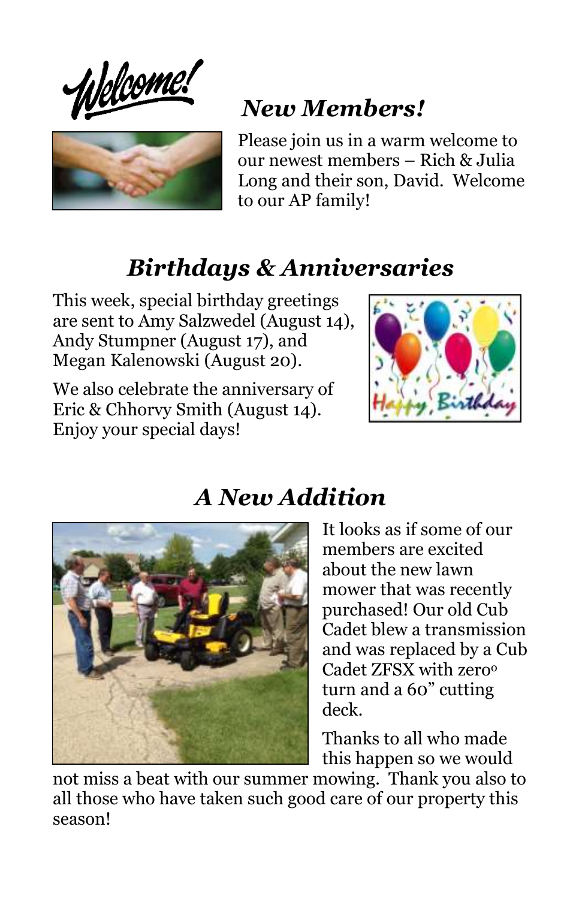*Welcome!*

## *New Members!*

Please join us in a warm welcome to our newest members – Rich & Julia Long and their son, David. Welcome to our AP family!

## *Birthdays & Anniversaries*

This week, special birthday greetings are sent to Amy Salzwedel (August 14), Andy Stumpner (August 17), and Megan Kalenowski (August 20).

We also celebrate the anniversary of Eric & Chhorvy Smith (August 14). Enjoy your special days!

## *A New Addition*

It looks as if some of our members are excited about the new lawn mower that was recently purchased! Our old Cub Cadet blew a transmission and was replaced by a Cub Cadet ZFSX with zero° turn and a 60" cutting deck.

Thanks to all who made this happen so we would not miss a beat with our summer mowing. Thank you also to all those who have taken such good care of our property this season!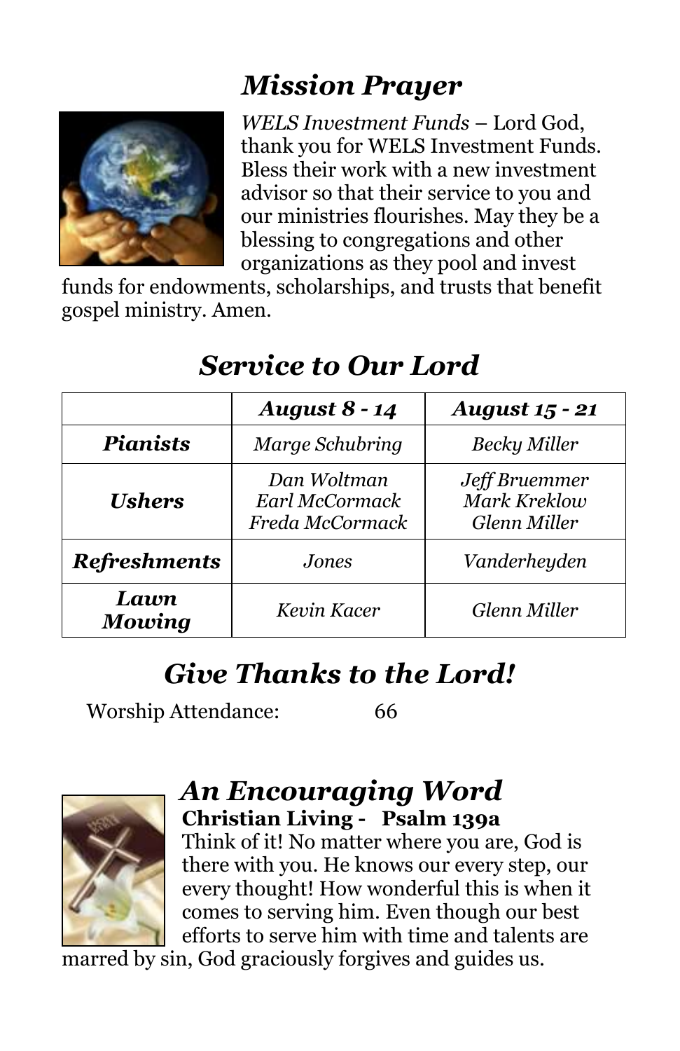## *Mission Prayer*

*WELS Investment Funds* – Lord God, thank you for WELS Investment Funds. Bless their work with a new investment advisor so that their service to you and our ministries flourishes. May they be a blessing to congregations and other organizations as they pool and invest funds for endowments, scholarships, and trusts that benefit gospel ministry. Amen.

## *Service to Our Lord*

| | ***August 8 - 14*** | ***August 15 - 21*** |
|---|---|---|
| ***Pianists*** | *Marge Schubring* | *Becky Miller* |
| ***Ushers*** | *Dan Woltman*<br>*Earl McCormack*<br>*Freda McCormack* | *Jeff Bruemmer*<br>*Mark Kreklow*<br>*Glenn Miller* |
| ***Refreshments*** | *Jones* | *Vanderheyden* |
| ***Lawn Mowing*** | *Kevin Kacer* | *Glenn Miller* |

## *Give Thanks to the Lord!*

Worship Attendance: 66

## *An Encouraging Word*

**Christian Living - Psalm 139a**

Think of it! No matter where you are, God is there with you. He knows our every step, our every thought! How wonderful this is when it comes to serving him. Even though our best efforts to serve him with time and talents are marred by sin, God graciously forgives and guides us.